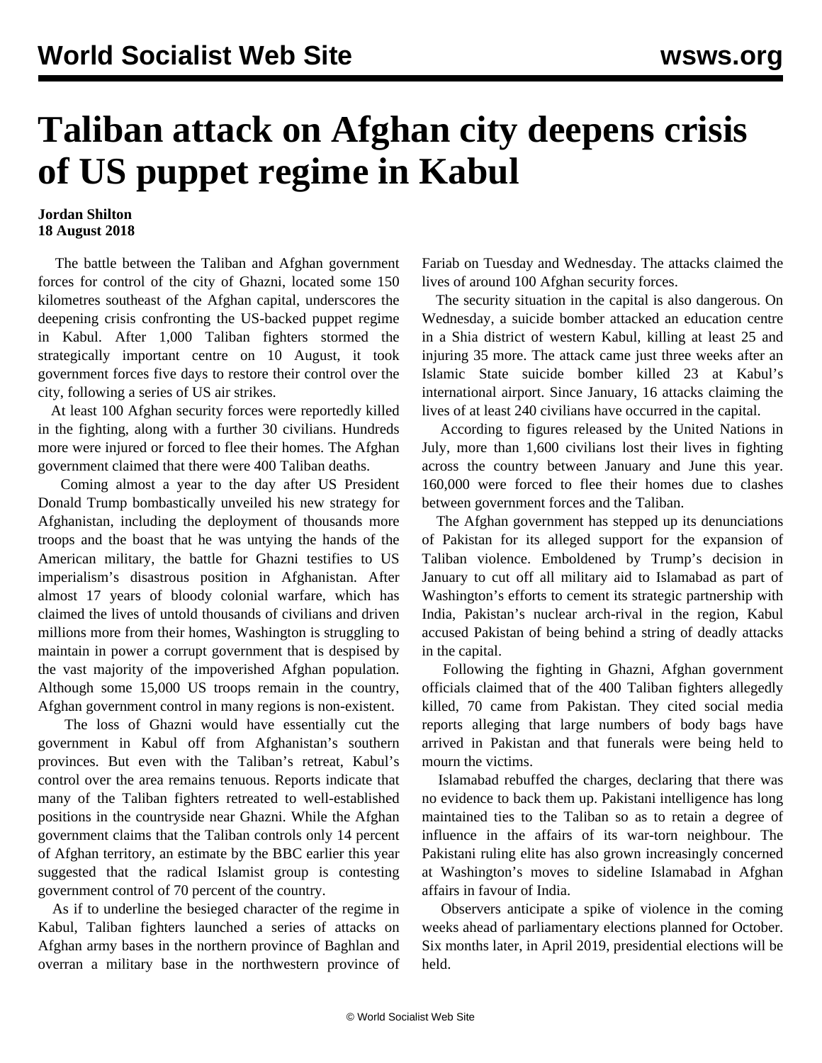# Taliban attack on Afghan city deepens crisis of US puppet regime in Kabul

**Jordan Shilton**
**18 August 2018**

The battle between the Taliban and Afghan government forces for control of the city of Ghazni, located some 150 kilometres southeast of the Afghan capital, underscores the deepening crisis confronting the US-backed puppet regime in Kabul. After 1,000 Taliban fighters stormed the strategically important centre on 10 August, it took government forces five days to restore their control over the city, following a series of US air strikes.

At least 100 Afghan security forces were reportedly killed in the fighting, along with a further 30 civilians. Hundreds more were injured or forced to flee their homes. The Afghan government claimed that there were 400 Taliban deaths.

Coming almost a year to the day after US President Donald Trump bombastically unveiled his new strategy for Afghanistan, including the deployment of thousands more troops and the boast that he was untying the hands of the American military, the battle for Ghazni testifies to US imperialism's disastrous position in Afghanistan. After almost 17 years of bloody colonial warfare, which has claimed the lives of untold thousands of civilians and driven millions more from their homes, Washington is struggling to maintain in power a corrupt government that is despised by the vast majority of the impoverished Afghan population. Although some 15,000 US troops remain in the country, Afghan government control in many regions is non-existent.

The loss of Ghazni would have essentially cut the government in Kabul off from Afghanistan's southern provinces. But even with the Taliban's retreat, Kabul's control over the area remains tenuous. Reports indicate that many of the Taliban fighters retreated to well-established positions in the countryside near Ghazni. While the Afghan government claims that the Taliban controls only 14 percent of Afghan territory, an estimate by the BBC earlier this year suggested that the radical Islamist group is contesting government control of 70 percent of the country.

As if to underline the besieged character of the regime in Kabul, Taliban fighters launched a series of attacks on Afghan army bases in the northern province of Baghlan and overran a military base in the northwestern province of Fariab on Tuesday and Wednesday. The attacks claimed the lives of around 100 Afghan security forces.

The security situation in the capital is also dangerous. On Wednesday, a suicide bomber attacked an education centre in a Shia district of western Kabul, killing at least 25 and injuring 35 more. The attack came just three weeks after an Islamic State suicide bomber killed 23 at Kabul's international airport. Since January, 16 attacks claiming the lives of at least 240 civilians have occurred in the capital.

According to figures released by the United Nations in July, more than 1,600 civilians lost their lives in fighting across the country between January and June this year. 160,000 were forced to flee their homes due to clashes between government forces and the Taliban.

The Afghan government has stepped up its denunciations of Pakistan for its alleged support for the expansion of Taliban violence. Emboldened by Trump's decision in January to cut off all military aid to Islamabad as part of Washington's efforts to cement its strategic partnership with India, Pakistan's nuclear arch-rival in the region, Kabul accused Pakistan of being behind a string of deadly attacks in the capital.

Following the fighting in Ghazni, Afghan government officials claimed that of the 400 Taliban fighters allegedly killed, 70 came from Pakistan. They cited social media reports alleging that large numbers of body bags have arrived in Pakistan and that funerals were being held to mourn the victims.

Islamabad rebuffed the charges, declaring that there was no evidence to back them up. Pakistani intelligence has long maintained ties to the Taliban so as to retain a degree of influence in the affairs of its war-torn neighbour. The Pakistani ruling elite has also grown increasingly concerned at Washington's moves to sideline Islamabad in Afghan affairs in favour of India.

Observers anticipate a spike of violence in the coming weeks ahead of parliamentary elections planned for October. Six months later, in April 2019, presidential elections will be held.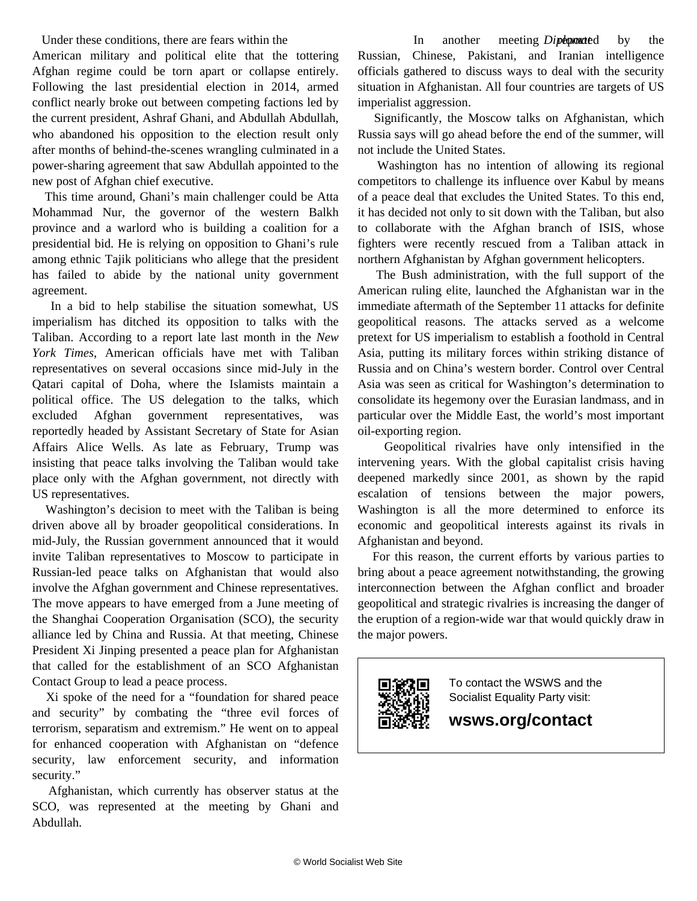Under these conditions, there are fears within the American military and political elite that the tottering Afghan regime could be torn apart or collapse entirely. Following the last presidential election in 2014, armed conflict nearly broke out between competing factions led by the current president, Ashraf Ghani, and Abdullah Abdullah, who abandoned his opposition to the election result only after months of behind-the-scenes wrangling culminated in a power-sharing agreement that saw Abdullah appointed to the new post of Afghan chief executive.

This time around, Ghani's main challenger could be Atta Mohammad Nur, the governor of the western Balkh province and a warlord who is building a coalition for a presidential bid. He is relying on opposition to Ghani's rule among ethnic Tajik politicians who allege that the president has failed to abide by the national unity government agreement.

In a bid to help stabilise the situation somewhat, US imperialism has ditched its opposition to talks with the Taliban. According to a report late last month in the *New York Times*, American officials have met with Taliban representatives on several occasions since mid-July in the Qatari capital of Doha, where the Islamists maintain a political office. The US delegation to the talks, which excluded Afghan government representatives, was reportedly headed by Assistant Secretary of State for Asian Affairs Alice Wells. As late as February, Trump was insisting that peace talks involving the Taliban would take place only with the Afghan government, not directly with US representatives.

Washington's decision to meet with the Taliban is being driven above all by broader geopolitical considerations. In mid-July, the Russian government announced that it would invite Taliban representatives to Moscow to participate in Russian-led peace talks on Afghanistan that would also involve the Afghan government and Chinese representatives. The move appears to have emerged from a June meeting of the Shanghai Cooperation Organisation (SCO), the security alliance led by China and Russia. At that meeting, Chinese President Xi Jinping presented a peace plan for Afghanistan that called for the establishment of an SCO Afghanistan Contact Group to lead a peace process.

Xi spoke of the need for a "foundation for shared peace and security" by combating the "three evil forces of terrorism, separatism and extremism." He went on to appeal for enhanced cooperation with Afghanistan on "defence security, law enforcement security, and information security."

Afghanistan, which currently has observer status at the SCO, was represented at the meeting by Ghani and Abdullah.

In another meeting reported by the *Diplomat*, Russian, Chinese, Pakistani, and Iranian intelligence officials gathered to discuss ways to deal with the security situation in Afghanistan. All four countries are targets of US imperialist aggression.

Significantly, the Moscow talks on Afghanistan, which Russia says will go ahead before the end of the summer, will not include the United States.

Washington has no intention of allowing its regional competitors to challenge its influence over Kabul by means of a peace deal that excludes the United States. To this end, it has decided not only to sit down with the Taliban, but also to collaborate with the Afghan branch of ISIS, whose fighters were recently rescued from a Taliban attack in northern Afghanistan by Afghan government helicopters.

The Bush administration, with the full support of the American ruling elite, launched the Afghanistan war in the immediate aftermath of the September 11 attacks for definite geopolitical reasons. The attacks served as a welcome pretext for US imperialism to establish a foothold in Central Asia, putting its military forces within striking distance of Russia and on China's western border. Control over Central Asia was seen as critical for Washington's determination to consolidate its hegemony over the Eurasian landmass, and in particular over the Middle East, the world's most important oil-exporting region.

Geopolitical rivalries have only intensified in the intervening years. With the global capitalist crisis having deepened markedly since 2001, as shown by the rapid escalation of tensions between the major powers, Washington is all the more determined to enforce its economic and geopolitical interests against its rivals in Afghanistan and beyond.

For this reason, the current efforts by various parties to bring about a peace agreement notwithstanding, the growing interconnection between the Afghan conflict and broader geopolitical and strategic rivalries is increasing the danger of the eruption of a region-wide war that would quickly draw in the major powers.

To contact the WSWS and the Socialist Equality Party visit:

**wsws.org/contact**